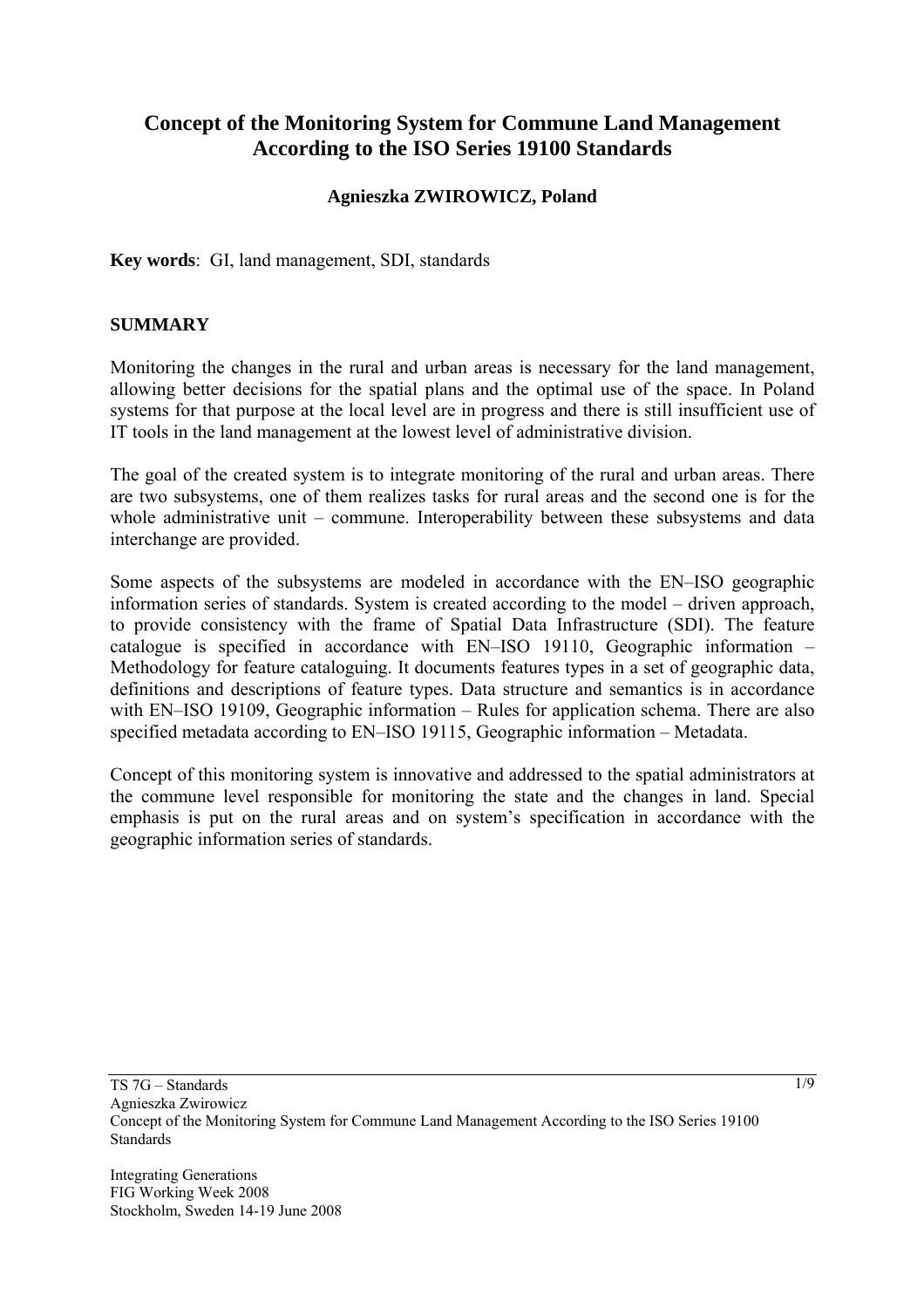# Concept of the Monitoring System for Commune Land Management According to the ISO Series 19100 Standards

**Agnieszka ZWIROWICZ, Poland**

**Key words**: GI, land management, SDI, standards

## SUMMARY

Monitoring the changes in the rural and urban areas is necessary for the land management, allowing better decisions for the spatial plans and the optimal use of the space. In Poland systems for that purpose at the local level are in progress and there is still insufficient use of IT tools in the land management at the lowest level of administrative division.

The goal of the created system is to integrate monitoring of the rural and urban areas. There are two subsystems, one of them realizes tasks for rural areas and the second one is for the whole administrative unit – commune. Interoperability between these subsystems and data interchange are provided.

Some aspects of the subsystems are modeled in accordance with the EN–ISO geographic information series of standards. System is created according to the model – driven approach, to provide consistency with the frame of Spatial Data Infrastructure (SDI). The feature catalogue is specified in accordance with EN–ISO 19110, Geographic information – Methodology for feature cataloguing. It documents features types in a set of geographic data, definitions and descriptions of feature types. Data structure and semantics is in accordance with EN–ISO 19109, Geographic information – Rules for application schema. There are also specified metadata according to EN–ISO 19115, Geographic information – Metadata.

Concept of this monitoring system is innovative and addressed to the spatial administrators at the commune level responsible for monitoring the state and the changes in land. Special emphasis is put on the rural areas and on system's specification in accordance with the geographic information series of standards.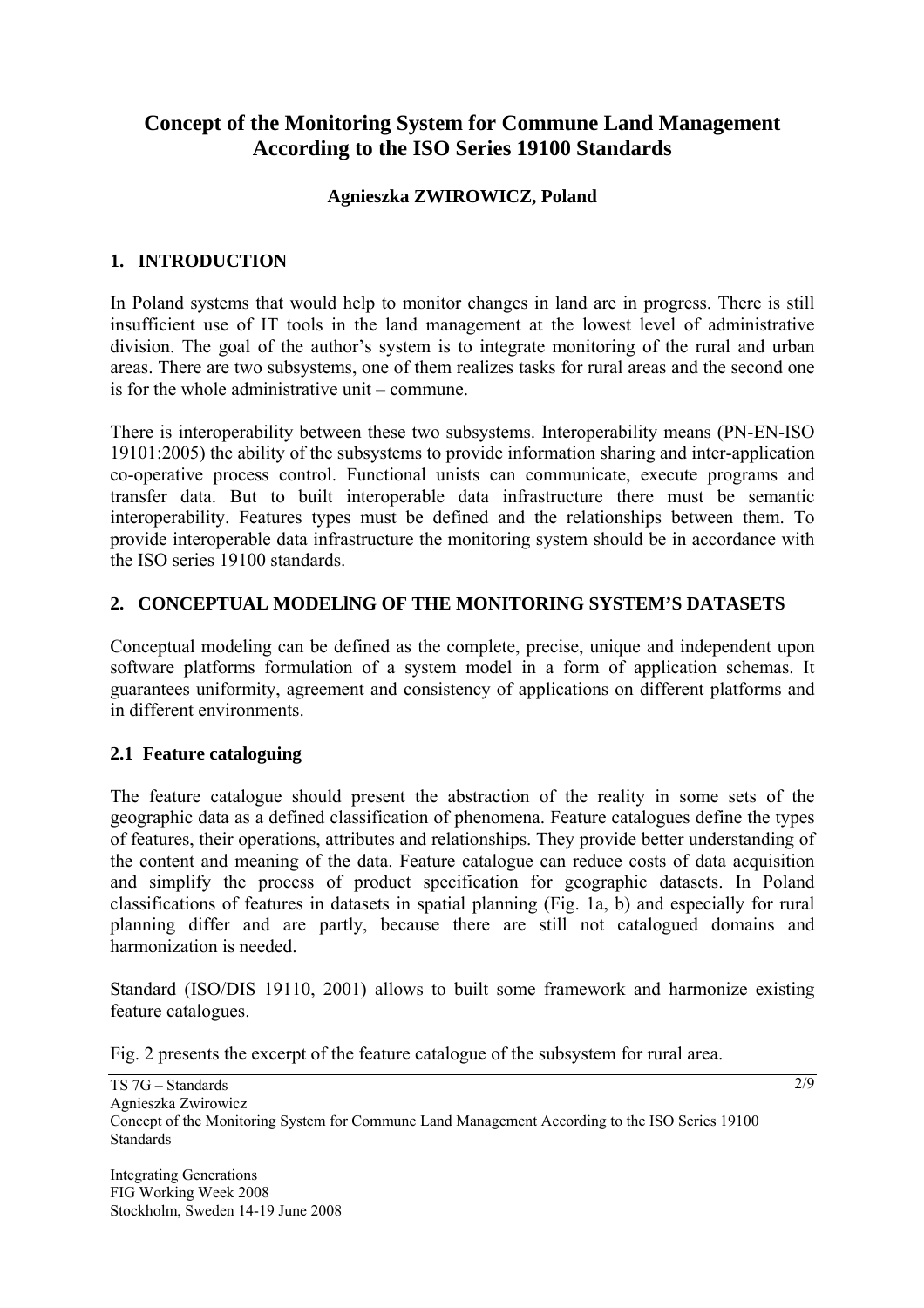# Concept of the Monitoring System for Commune Land Management According to the ISO Series 19100 Standards

**Agnieszka ZWIROWICZ, Poland**

## 1. INTRODUCTION

In Poland systems that would help to monitor changes in land are in progress. There is still insufficient use of IT tools in the land management at the lowest level of administrative division. The goal of the author's system is to integrate monitoring of the rural and urban areas. There are two subsystems, one of them realizes tasks for rural areas and the second one is for the whole administrative unit – commune.

There is interoperability between these two subsystems. Interoperability means (PN-EN-ISO 19101:2005) the ability of the subsystems to provide information sharing and inter-application co-operative process control. Functional unists can communicate, execute programs and transfer data. But to built interoperable data infrastructure there must be semantic interoperability. Features types must be defined and the relationships between them. To provide interoperable data infrastructure the monitoring system should be in accordance with the ISO series 19100 standards.

## 2. CONCEPTUAL MODELlNG OF THE MONITORING SYSTEM'S DATASETS

Conceptual modeling can be defined as the complete, precise, unique and independent upon software platforms formulation of a system model in a form of application schemas. It guarantees uniformity, agreement and consistency of applications on different platforms and in different environments.

### 2.1 Feature cataloguing

The feature catalogue should present the abstraction of the reality in some sets of the geographic data as a defined classification of phenomena. Feature catalogues define the types of features, their operations, attributes and relationships. They provide better understanding of the content and meaning of the data. Feature catalogue can reduce costs of data acquisition and simplify the process of product specification for geographic datasets. In Poland classifications of features in datasets in spatial planning (Fig. 1a, b) and especially for rural planning differ and are partly, because there are still not catalogued domains and harmonization is needed.

Standard (ISO/DIS 19110, 2001) allows to built some framework and harmonize existing feature catalogues.

Fig. 2 presents the excerpt of the feature catalogue of the subsystem for rural area.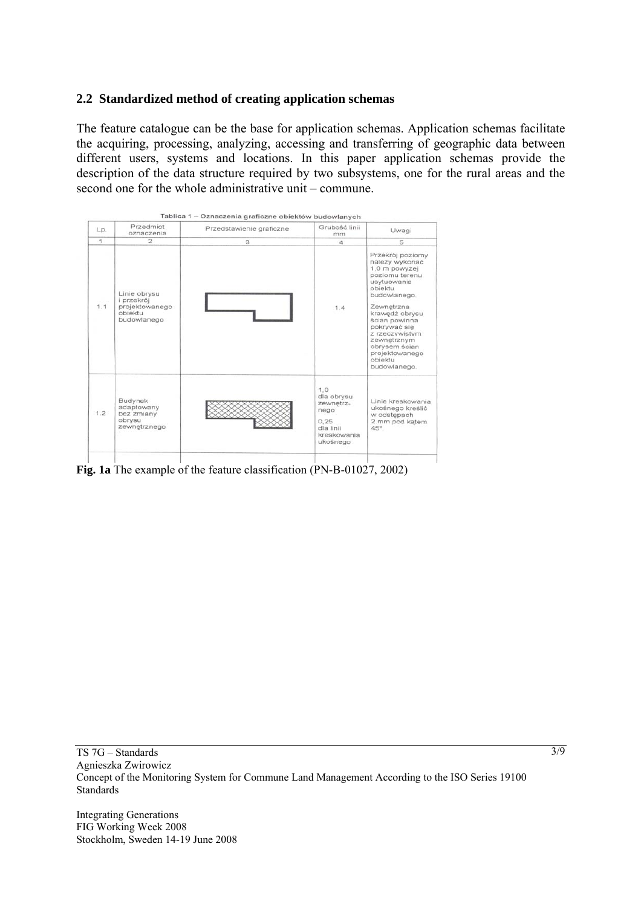## 2.2 Standardized method of creating application schemas

The feature catalogue can be the base for application schemas. Application schemas facilitate the acquiring, processing, analyzing, accessing and transferring of geographic data between different users, systems and locations. In this paper application schemas provide the description of the data structure required by two subsystems, one for the rural areas and the second one for the whole administrative unit – commune.

Tablica 1 – Oznaczenia graficzne obiektów budowlanych

| Lp. | Przedmiot oznaczenia | Przedstawienie graficzne | Grubość linii mm | Uwagi |
|---|---|---|---|---|
| 1 | 2 | 3 | 4 | 5 |
| 1.1 | Linie obrysu i przekrój projektowanego obiektu budowlanego | | 1,4 | Przekrój poziomy należy wykonać 1,0 m powyżej poziomu terenu usytuowania obiektu budowlanego. Zewnętrzna krawędź obrysu ścian powinna pokrywać się z rzeczywistym zewnętrznym obrysem ścian projektowanego obiektu budowlanego. |
| 1.2 | Budynek adaptowany bez zmiany obrysu zewnętrznego | | 1,0 dla obrysu zewnętrz-nego 0,25 dla linii kreskowania ukośnego | Linie kreskowania ukośnego kreślić w odstępach 2 mm pod kątem 45°. |

**Fig. 1a** The example of the feature classification (PN-B-01027, 2002)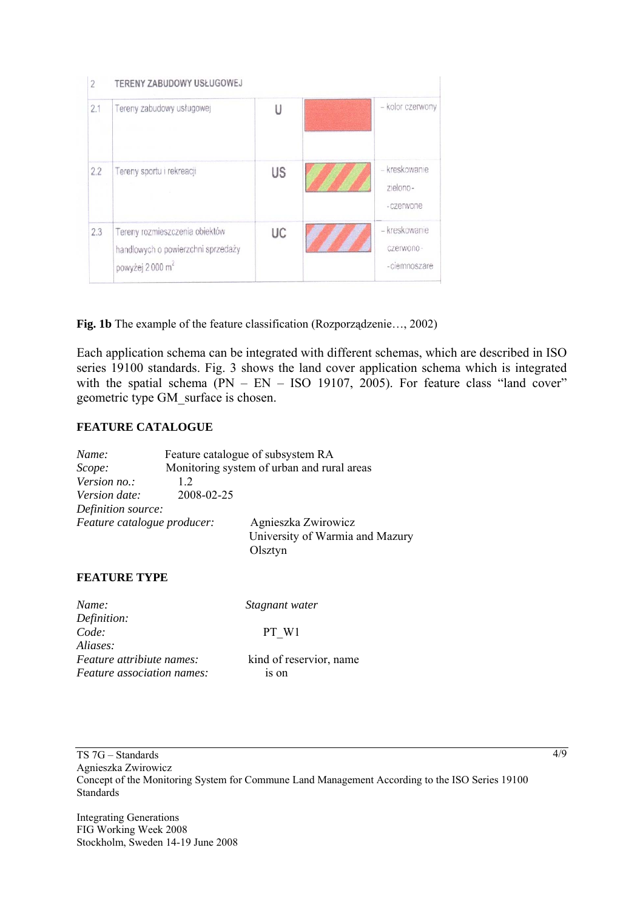| 2 | TERENY ZABUDOWY USŁUGOWEJ | | | |
|---|---|---|---|---|
| 2.1 | Tereny zabudowy usługowej | U | | - kolor czerwony |
| 2.2 | Tereny sportu i rekreacji | US | | - kreskowanie zielono-czerwone |
| 2.3 | Tereny rozmieszczenia obiektów handlowych o powierzchni sprzedaży powyżej 2 000 m$^2$ | UC | | - kreskowanie czerwono-ciemnoszare |

**Fig. 1b** The example of the feature classification (Rozporządzenie…, 2002)

Each application schema can be integrated with different schemas, which are described in ISO series 19100 standards. Fig. 3 shows the land cover application schema which is integrated with the spatial schema (PN – EN – ISO 19107, 2005). For feature class "land cover" geometric type GM_surface is chosen.

**FEATURE CATALOGUE**

*Name:* Feature catalogue of subsystem RA
*Scope:* Monitoring system of urban and rural areas
*Version no.:* 1.2
*Version date:* 2008-02-25
*Definition source:*
*Feature catalogue producer:* Agnieszka Zwirowicz
University of Warmia and Mazury
Olsztyn

**FEATURE TYPE**

*Name:* *Stagnant water*
*Definition:*
*Code:* PT_W1
*Aliases:*
*Feature attribute names:* kind of reservior, name
*Feature association names:* is on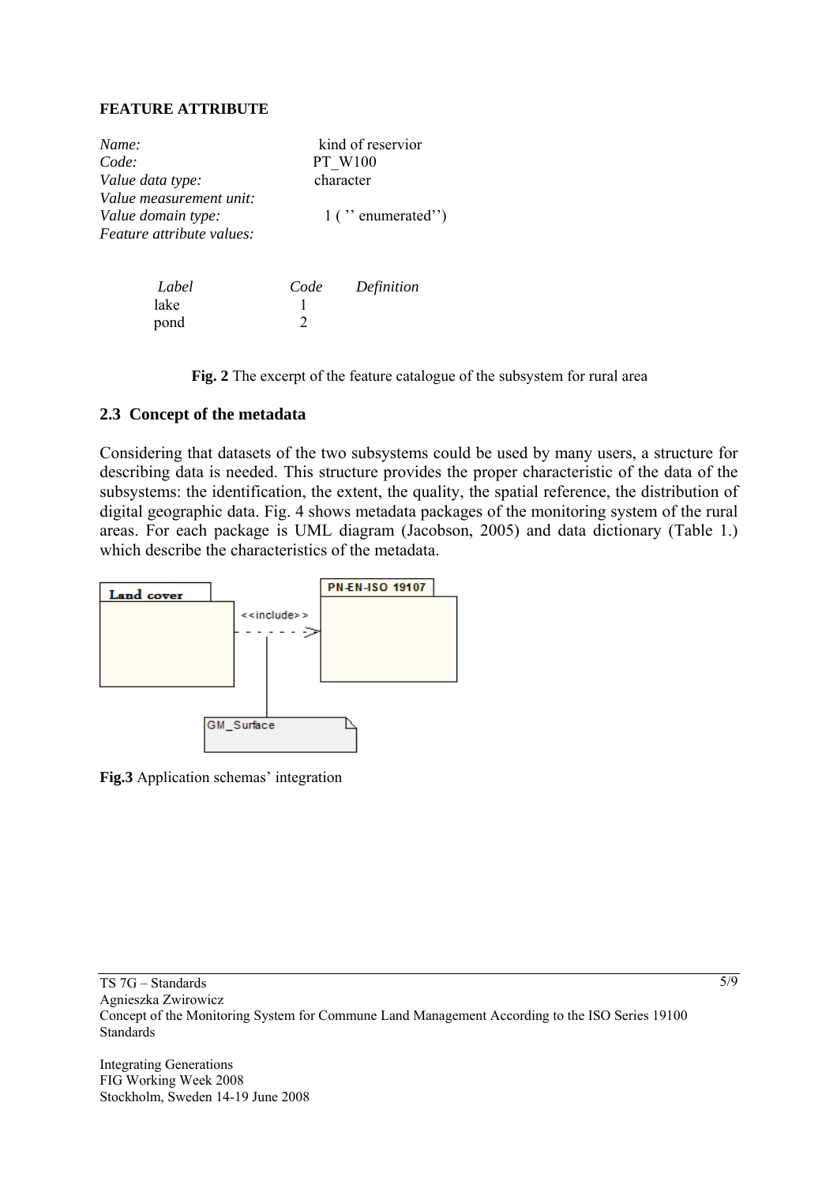**FEATURE ATTRIBUTE**

*Name:* kind of reservior
*Code:* PT_W100
*Value data type:* character
*Value measurement unit:*
*Value domain type:* 1 ( ’’ enumerated’’)
*Feature attribute values:*

| *Label* | *Code* | *Definition* |
|---|---|---|
| lake | 1 | |
| pond | 2 | |

**Fig. 2** The excerpt of the feature catalogue of the subsystem for rural area

## 2.3 Concept of the metadata

Considering that datasets of the two subsystems could be used by many users, a structure for describing data is needed. This structure provides the proper characteristic of the data of the subsystems: the identification, the extent, the quality, the spatial reference, the distribution of digital geographic data. Fig. 4 shows metadata packages of the monitoring system of the rural areas. For each package is UML diagram (Jacobson, 2005) and data dictionary (Table 1.) which describe the characteristics of the metadata.

Land cover

<<include>>

PN-EN-ISO 19107

GM_Surface

**Fig.3** Application schemas’ integration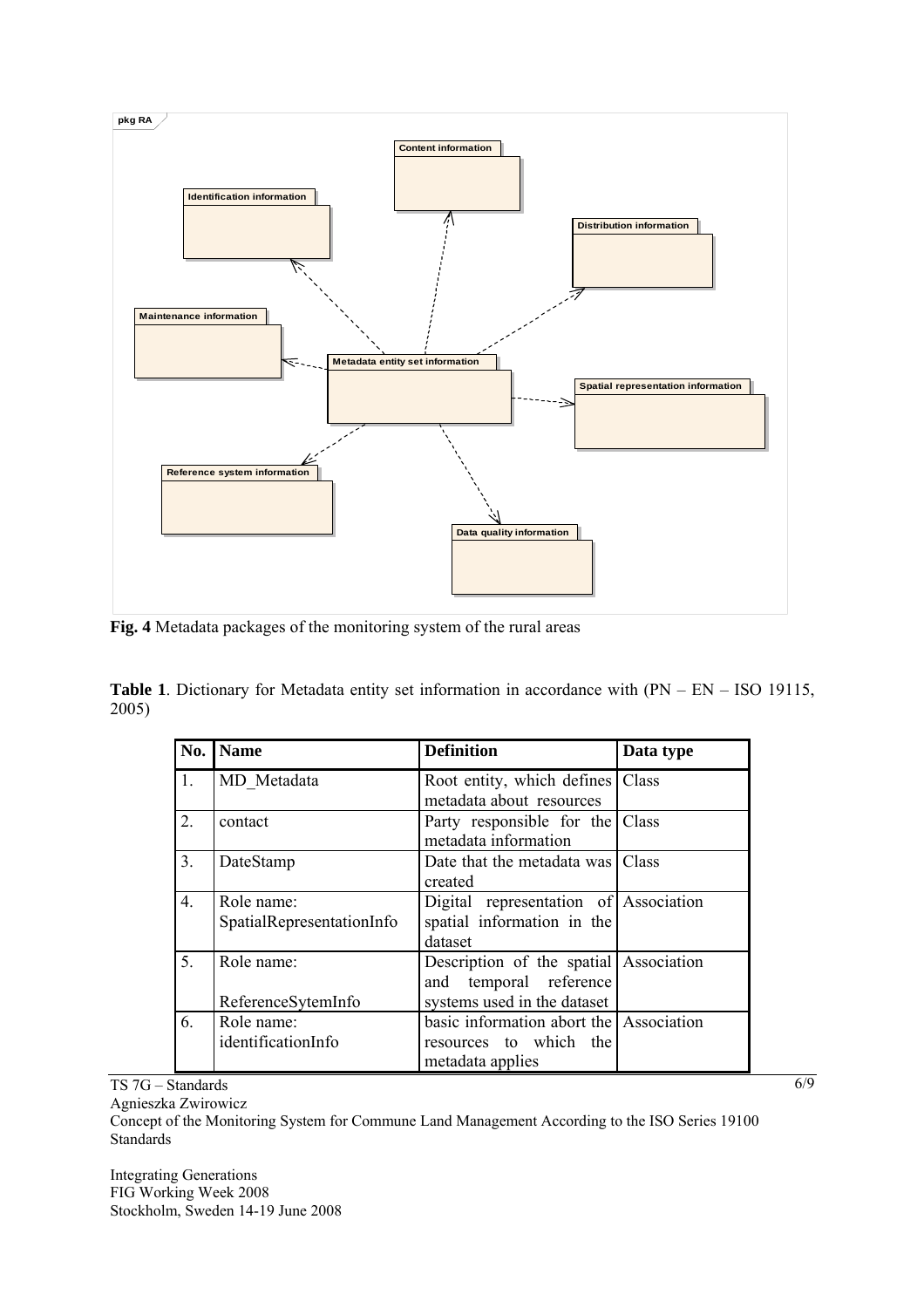**Fig. 4** Metadata packages of the monitoring system of the rural areas

**Table 1**. Dictionary for Metadata entity set information in accordance with (PN – EN – ISO 19115, 2005)

| No. | Name | Definition | Data type |
|---|---|---|---|
| 1. | MD_Metadata | Root entity, which defines metadata about resources | Class |
| 2. | contact | Party responsible for the metadata information | Class |
| 3. | DateStamp | Date that the metadata was created | Class |
| 4. | Role name: SpatialRepresentationInfo | Digital representation of spatial information in the dataset | Association |
| 5. | Role name: ReferenceSytemInfo | Description of the spatial and temporal reference systems used in the dataset | Association |
| 6. | Role name: identificationInfo | basic information abort the resources to which the metadata applies | Association |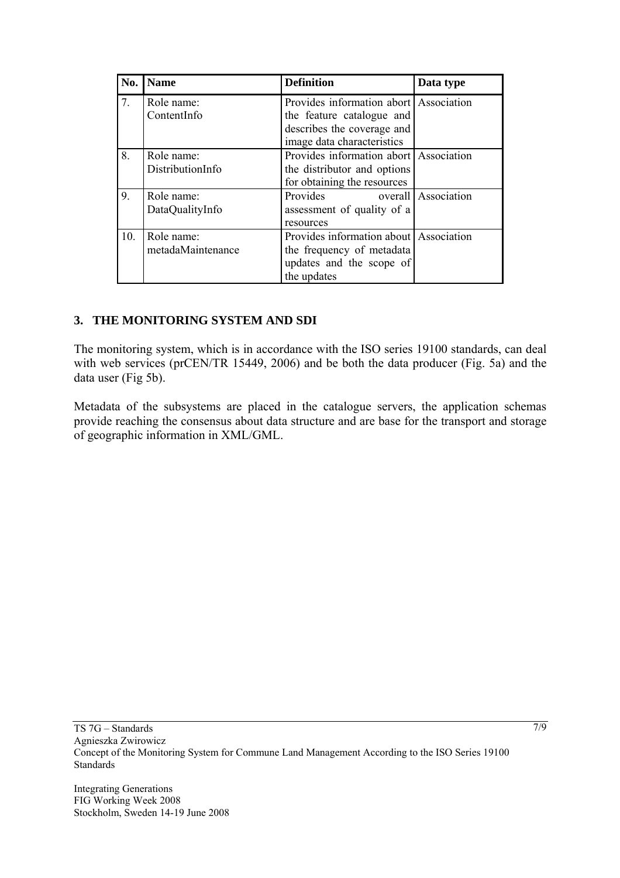| No. | Name | Definition | Data type |
|---|---|---|---|
| 7. | Role name: ContentInfo | Provides information abort the feature catalogue and describes the coverage and image data characteristics | Association |
| 8. | Role name: DistributionInfo | Provides information abort the distributor and options for obtaining the resources | Association |
| 9. | Role name: DataQualityInfo | Provides overall assessment of quality of a resources | Association |
| 10. | Role name: metadaMaintenance | Provides information about the frequency of metadata updates and the scope of the updates | Association |

## 3. THE MONITORING SYSTEM AND SDI

The monitoring system, which is in accordance with the ISO series 19100 standards, can deal with web services (prCEN/TR 15449, 2006) and be both the data producer (Fig. 5a) and the data user (Fig 5b).

Metadata of the subsystems are placed in the catalogue servers, the application schemas provide reaching the consensus about data structure and are base for the transport and storage of geographic information in XML/GML.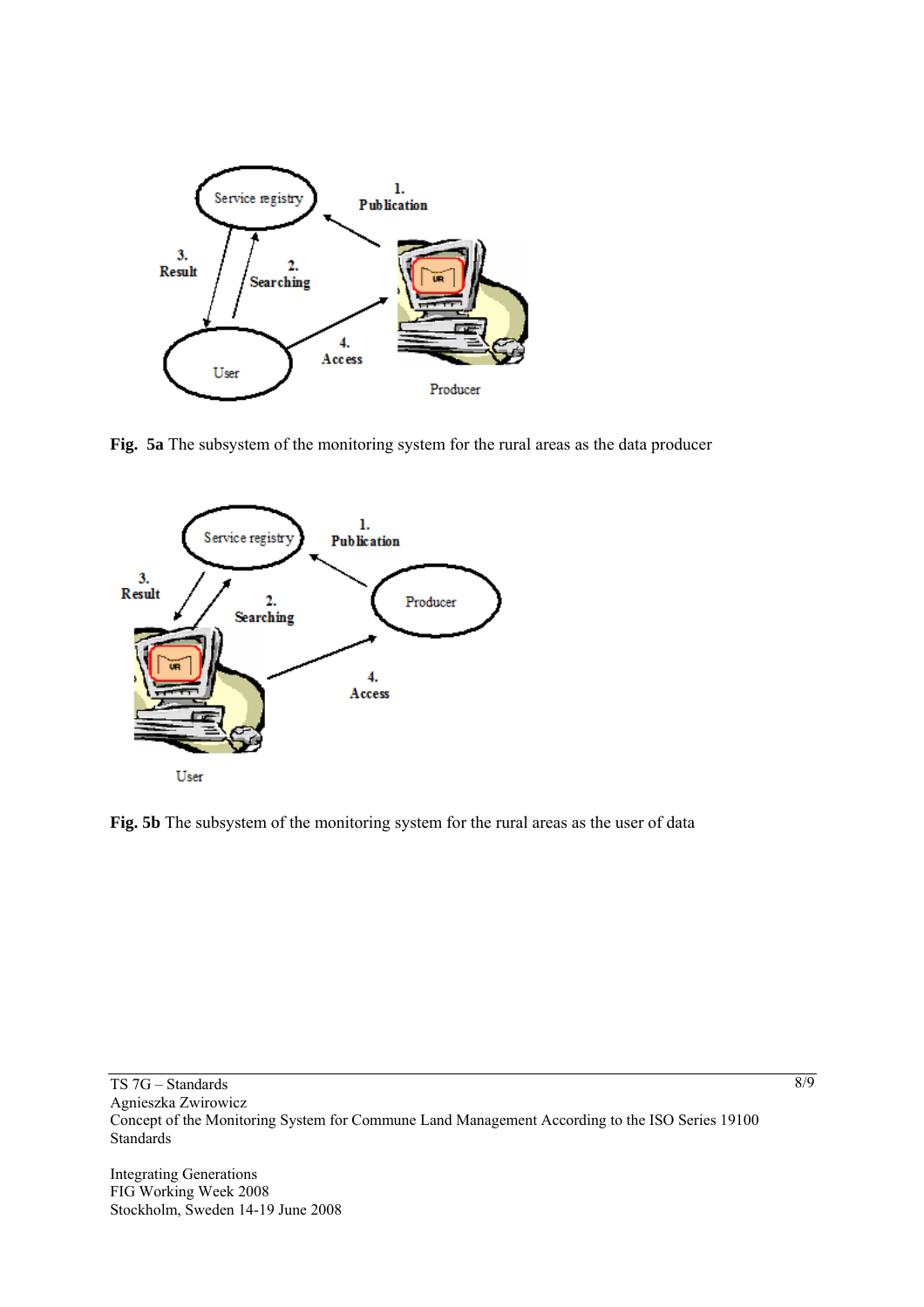**Fig. 5a** The subsystem of the monitoring system for the rural areas as the data producer

**Fig. 5b** The subsystem of the monitoring system for the rural areas as the user of data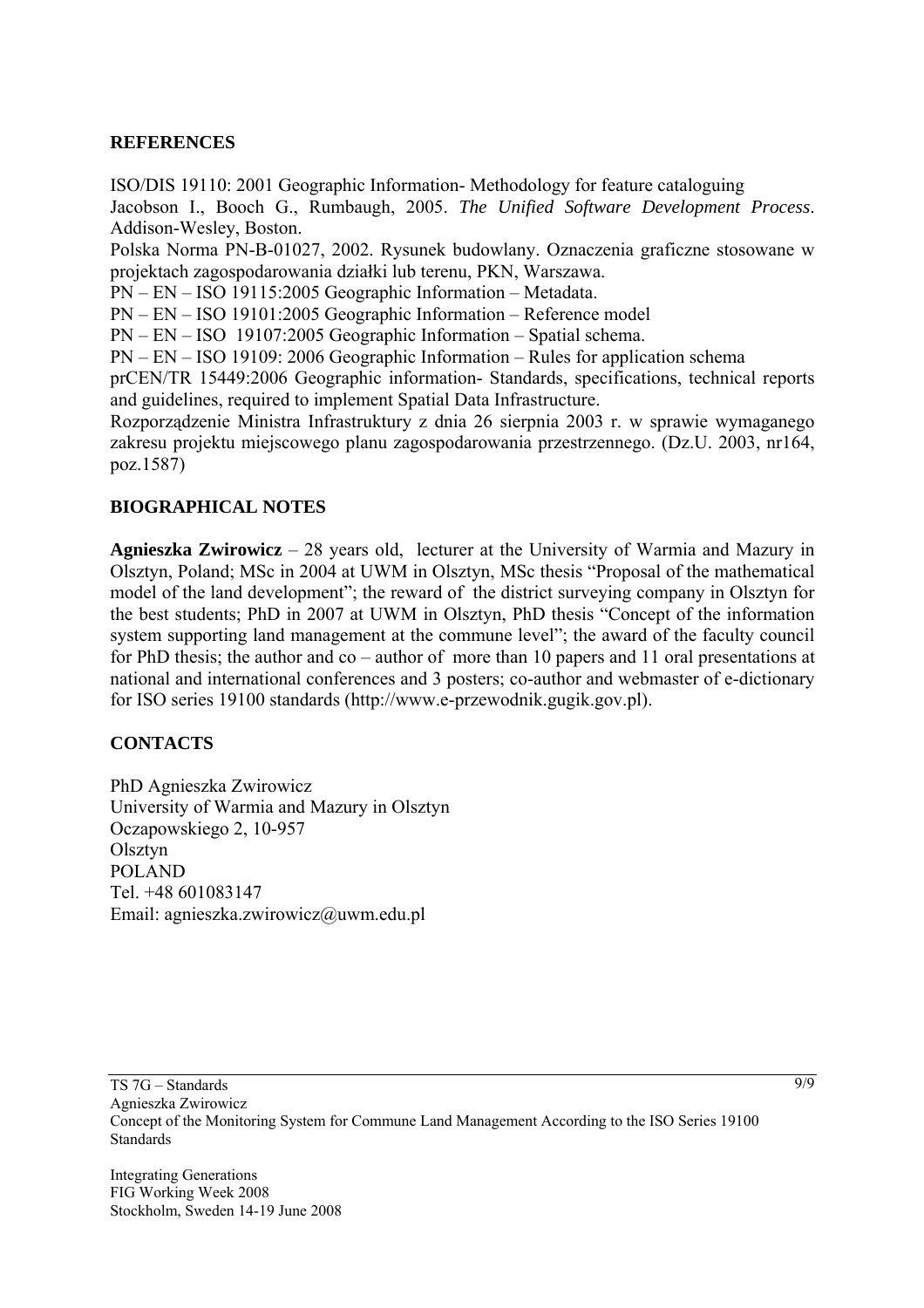## REFERENCES

ISO/DIS 19110: 2001 Geographic Information- Methodology for feature cataloguing

Jacobson I., Booch G., Rumbaugh, 2005. *The Unified Software Development Process*. Addison-Wesley, Boston.

Polska Norma PN-B-01027, 2002. Rysunek budowlany. Oznaczenia graficzne stosowane w projektach zagospodarowania działki lub terenu, PKN, Warszawa.

PN – EN – ISO 19115:2005 Geographic Information – Metadata.

PN – EN – ISO 19101:2005 Geographic Information – Reference model

PN – EN – ISO 19107:2005 Geographic Information – Spatial schema.

PN – EN – ISO 19109: 2006 Geographic Information – Rules for application schema

prCEN/TR 15449:2006 Geographic information- Standards, specifications, technical reports and guidelines, required to implement Spatial Data Infrastructure.

Rozporządzenie Ministra Infrastruktury z dnia 26 sierpnia 2003 r. w sprawie wymaganego zakresu projektu miejscowego planu zagospodarowania przestrzennego. (Dz.U. 2003, nr164, poz.1587)

## BIOGRAPHICAL NOTES

**Agnieszka Zwirowicz** – 28 years old, lecturer at the University of Warmia and Mazury in Olsztyn, Poland; MSc in 2004 at UWM in Olsztyn, MSc thesis "Proposal of the mathematical model of the land development"; the reward of the district surveying company in Olsztyn for the best students; PhD in 2007 at UWM in Olsztyn, PhD thesis "Concept of the information system supporting land management at the commune level"; the award of the faculty council for PhD thesis; the author and co – author of more than 10 papers and 11 oral presentations at national and international conferences and 3 posters; co-author and webmaster of e-dictionary for ISO series 19100 standards (http://www.e-przewodnik.gugik.gov.pl).

## CONTACTS

PhD Agnieszka Zwirowicz
University of Warmia and Mazury in Olsztyn
Oczapowskiego 2, 10-957
Olsztyn
POLAND
Tel. +48 601083147
Email: agnieszka.zwirowicz@uwm.edu.pl